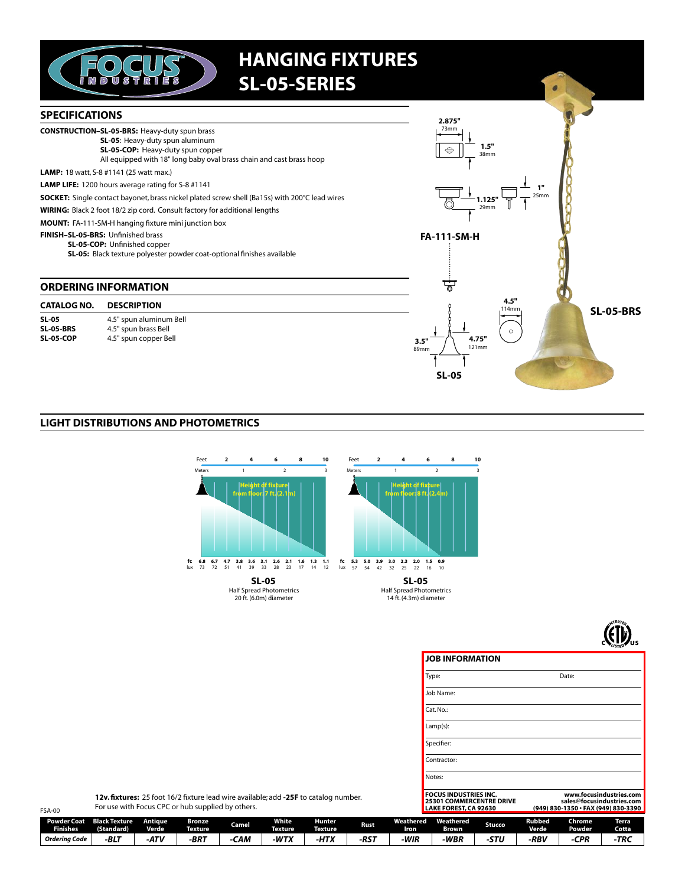# HANGING FIXTURES
# SL-05-SERIES

## SPECIFICATIONS

**CONSTRUCTION–SL-05-BRS:** Heavy-duty spun brass
**SL-05**: Heavy-duty spun aluminum
**SL-05-COP:** Heavy-duty spun copper
All equipped with 18" long baby oval brass chain and cast brass hoop

**LAMP:** 18 watt, S-8 #1141 (25 watt max.)

**LAMP LIFE:** 1200 hours average rating for S-8 #1141

**SOCKET:** Single contact bayonet, brass nickel plated screw shell (Ba15s) with 200°C lead wires

**WIRING:** Black 2 foot 18/2 zip cord. Consult factory for additional lengths

**MOUNT:** FA-111-SM-H hanging fixture mini junction box

**FINISH–SL-05-BRS:** Unfinished brass
**SL-05-COP:** Unfinished copper
**SL-05:** Black texture polyester powder coat-optional finishes available

## ORDERING INFORMATION

| CATALOG NO. | DESCRIPTION |
|---|---|
| **SL-05** | 4.5" spun aluminum Bell |
| **SL-05-BRS** | 4.5" spun brass Bell |
| **SL-05-COP** | 4.5" spun copper Bell |

**FA-111-SM-H**: 2.875" (73mm), 1.5" (38mm), 1.125" (29mm), 1" (25mm)

**SL-05**: 4.5" (114mm), 4.75" (121mm), 3.5" (89mm)

**SL-05-BRS**

## LIGHT DISTRIBUTIONS AND PHOTOMETRICS

Height of fixture from floor: 7 ft. (2.1m)

| Feet | 2 | 4 | 6 | 8 | 10 |
|---|---|---|---|---|---|

| fc | 6.8 | 6.7 | 4.7 | 3.8 | 3.6 | 3.1 | 2.6 | 2.1 | 1.6 | 1.3 | 1.1 |
|---|---|---|---|---|---|---|---|---|---|---|---|
| lux | 73 | 72 | 51 | 41 | 39 | 33 | 28 | 23 | 17 | 14 | 12 |

**SL-05**
Half Spread Photometrics
20 ft. (6.0m) diameter

Height of fixture from floor: 8 ft. (2.4m)

| fc | 5.3 | 5.0 | 3.9 | 3.0 | 2.3 | 2.0 | 1.5 | 0.9 |
|---|---|---|---|---|---|---|---|---|
| lux | 57 | 54 | 42 | 32 | 25 | 22 | 16 | 10 |

**SL-05**
Half Spread Photometrics
14 ft. (4.3m) diameter

**12v. fixtures:** 25 foot 16/2 fixture lead wire available; add **-25F** to catalog number.
For use with Focus CPC or hub supplied by others.

FSA-00

## JOB INFORMATION

Type:
Date:
Job Name:
Cat. No.:
Lamp(s):
Specifier:
Contractor:
Notes:

**FOCUS INDUSTRIES INC.**
**25301 COMMERCENTRE DRIVE**
**LAKE FOREST, CA 92630**
**www.focusindustries.com**
**sales@focusindustries.com**
**(949) 830-1350 • FAX (949) 830-3390**

| Powder Coat Finishes | Black Texture (Standard) | Antique Verde | Bronze Texture | Camel | White Texture | Hunter Texture | Rust | Weathered Iron | Weathered Brown | Stucco | Rubbed Verde | Chrome Powder | Terra Cotta |
|---|---|---|---|---|---|---|---|---|---|---|---|---|---|
| *Ordering Code* | *-BLT* | *-ATV* | *-BRT* | *-CAM* | *-WTX* | *-HTX* | *-RST* | *-WIR* | *-WBR* | *-STU* | *-RBV* | *-CPR* | *-TRC* |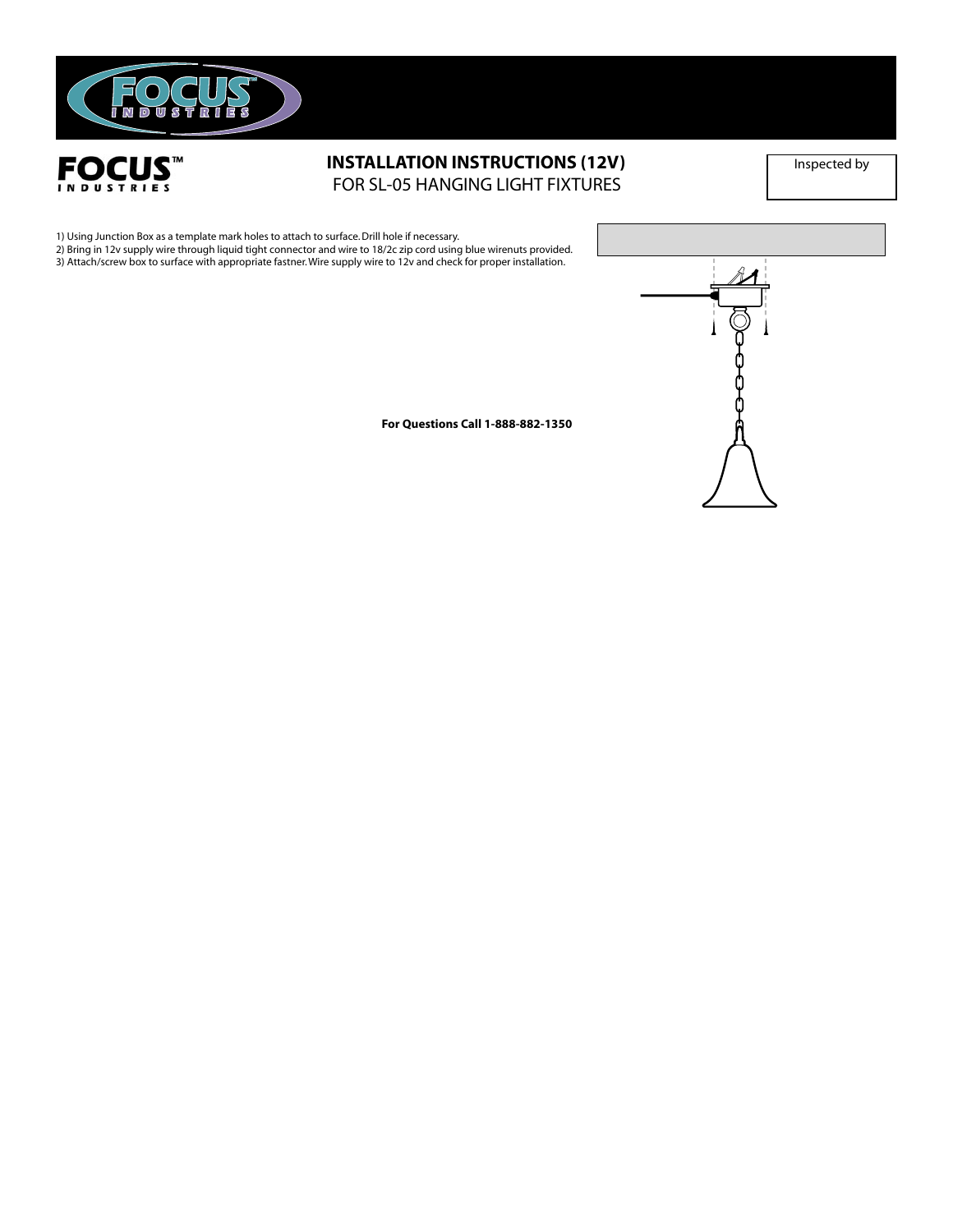**FOCUS™**
INDUSTRIES

# INSTALLATION INSTRUCTIONS (12V)

## FOR SL-05 HANGING LIGHT FIXTURES

Inspected by

1) Using Junction Box as a template mark holes to attach to surface. Drill hole if necessary.
2) Bring in 12v supply wire through liquid tight connector and wire to 18/2c zip cord using blue wirenuts provided.
3) Attach/screw box to surface with appropriate fastner. Wire supply wire to 12v and check for proper installation.

**For Questions Call 1-888-882-1350**